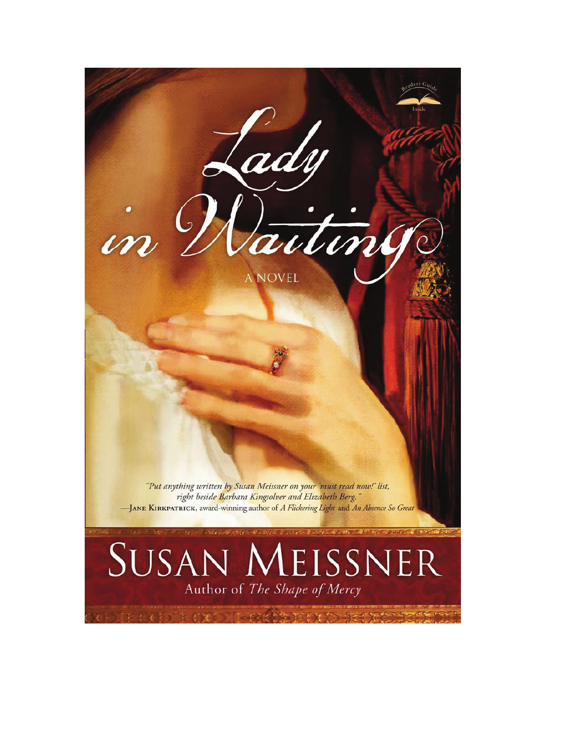Readers Guide Inside

# Lady in Waiting

A NOVEL

*"Put anything written by Susan Meissner on your 'must read now!' list, right beside Barbara Kingsolver and Elizabeth Berg."*
—Jane Kirkpatrick, award-winning author of *A Flickering Light* and *An Absence So Great*

## SUSAN MEISSNER

Author of *The Shape of Mercy*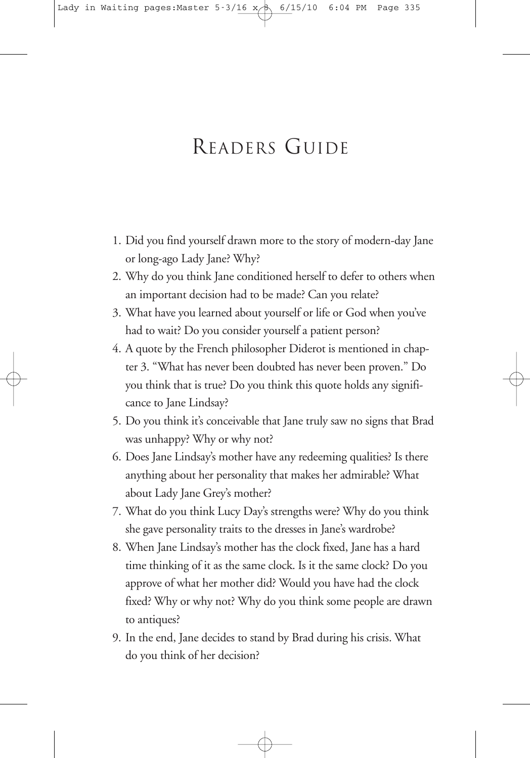# Readers Guide

1. Did you find yourself drawn more to the story of modern-day Jane or long-ago Lady Jane? Why?
2. Why do you think Jane conditioned herself to defer to others when an important decision had to be made? Can you relate?
3. What have you learned about yourself or life or God when you've had to wait? Do you consider yourself a patient person?
4. A quote by the French philosopher Diderot is mentioned in chapter 3. "What has never been doubted has never been proven." Do you think that is true? Do you think this quote holds any significance to Jane Lindsay?
5. Do you think it's conceivable that Jane truly saw no signs that Brad was unhappy? Why or why not?
6. Does Jane Lindsay's mother have any redeeming qualities? Is there anything about her personality that makes her admirable? What about Lady Jane Grey's mother?
7. What do you think Lucy Day's strengths were? Why do you think she gave personality traits to the dresses in Jane's wardrobe?
8. When Jane Lindsay's mother has the clock fixed, Jane has a hard time thinking of it as the same clock. Is it the same clock? Do you approve of what her mother did? Would you have had the clock fixed? Why or why not? Why do you think some people are drawn to antiques?
9. In the end, Jane decides to stand by Brad during his crisis. What do you think of her decision?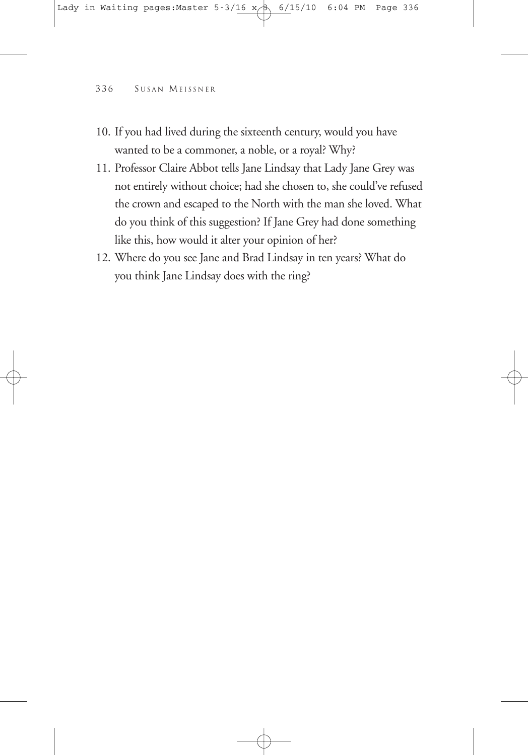10. If you had lived during the sixteenth century, would you have wanted to be a commoner, a noble, or a royal? Why?
11. Professor Claire Abbot tells Jane Lindsay that Lady Jane Grey was not entirely without choice; had she chosen to, she could've refused the crown and escaped to the North with the man she loved. What do you think of this suggestion? If Jane Grey had done something like this, how would it alter your opinion of her?
12. Where do you see Jane and Brad Lindsay in ten years? What do you think Jane Lindsay does with the ring?